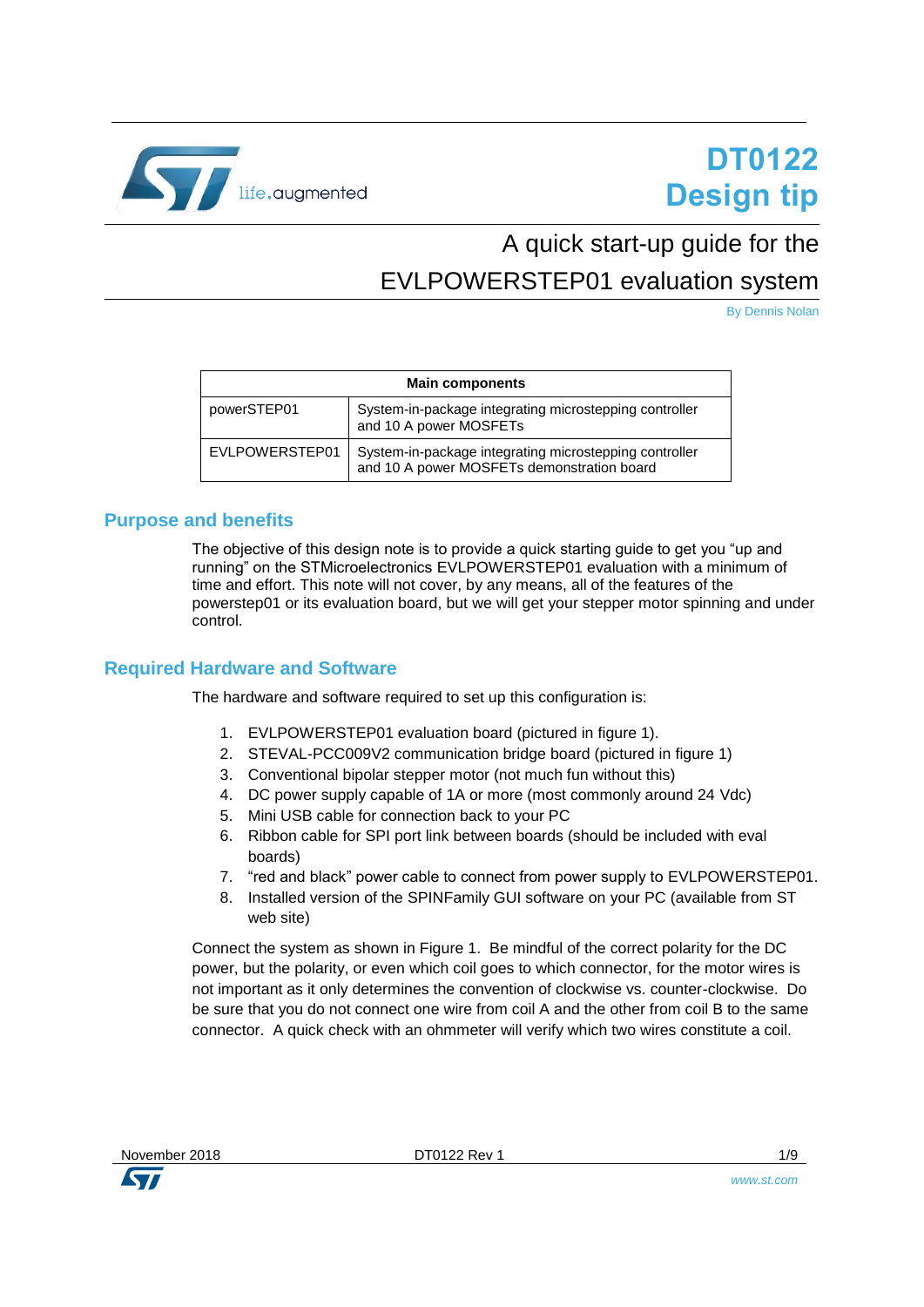# DT0122 Design tip

## A quick start-up guide for the EVLPOWERSTEP01 evaluation system

By Dennis Nolan

| Main components | |
|---|---|
| powerSTEP01 | System-in-package integrating microstepping controller and 10 A power MOSFETs |
| EVLPOWERSTEP01 | System-in-package integrating microstepping controller and 10 A power MOSFETs demonstration board |

## Purpose and benefits

The objective of this design note is to provide a quick starting guide to get you "up and running" on the STMicroelectronics EVLPOWERSTEP01 evaluation with a minimum of time and effort. This note will not cover, by any means, all of the features of the powerstep01 or its evaluation board, but we will get your stepper motor spinning and under control.

## Required Hardware and Software

The hardware and software required to set up this configuration is:

1. EVLPOWERSTEP01 evaluation board (pictured in figure 1).
2. STEVAL-PCC009V2 communication bridge board (pictured in figure 1)
3. Conventional bipolar stepper motor (not much fun without this)
4. DC power supply capable of 1A or more (most commonly around 24 Vdc)
5. Mini USB cable for connection back to your PC
6. Ribbon cable for SPI port link between boards (should be included with eval boards)
7. "red and black" power cable to connect from power supply to EVLPOWERSTEP01.
8. Installed version of the SPINFamily GUI software on your PC (available from ST web site)

Connect the system as shown in Figure 1. Be mindful of the correct polarity for the DC power, but the polarity, or even which coil goes to which connector, for the motor wires is not important as it only determines the convention of clockwise vs. counter-clockwise. Do be sure that you do not connect one wire from coil A and the other from coil B to the same connector. A quick check with an ohmmeter will verify which two wires constitute a coil.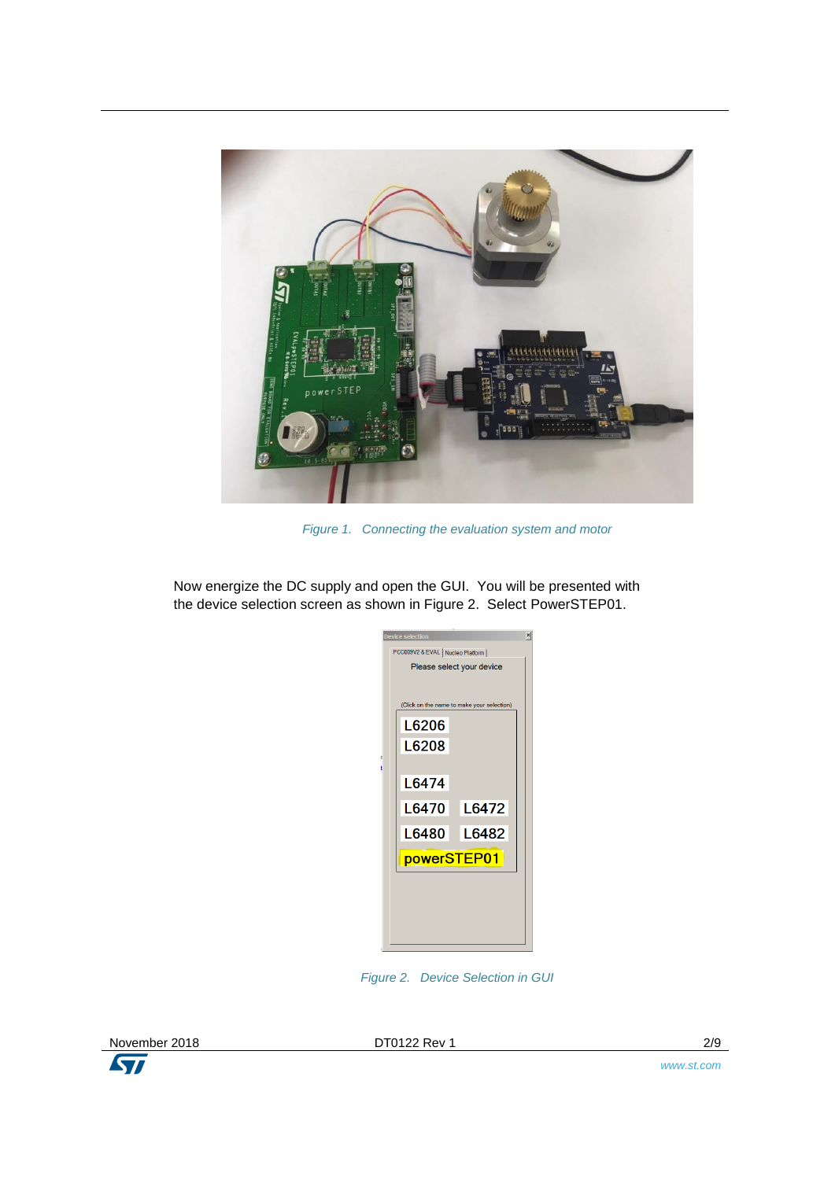*Figure 1. Connecting the evaluation system and motor*

Now energize the DC supply and open the GUI. You will be presented with the device selection screen as shown in Figure 2. Select PowerSTEP01.

*Figure 2. Device Selection in GUI*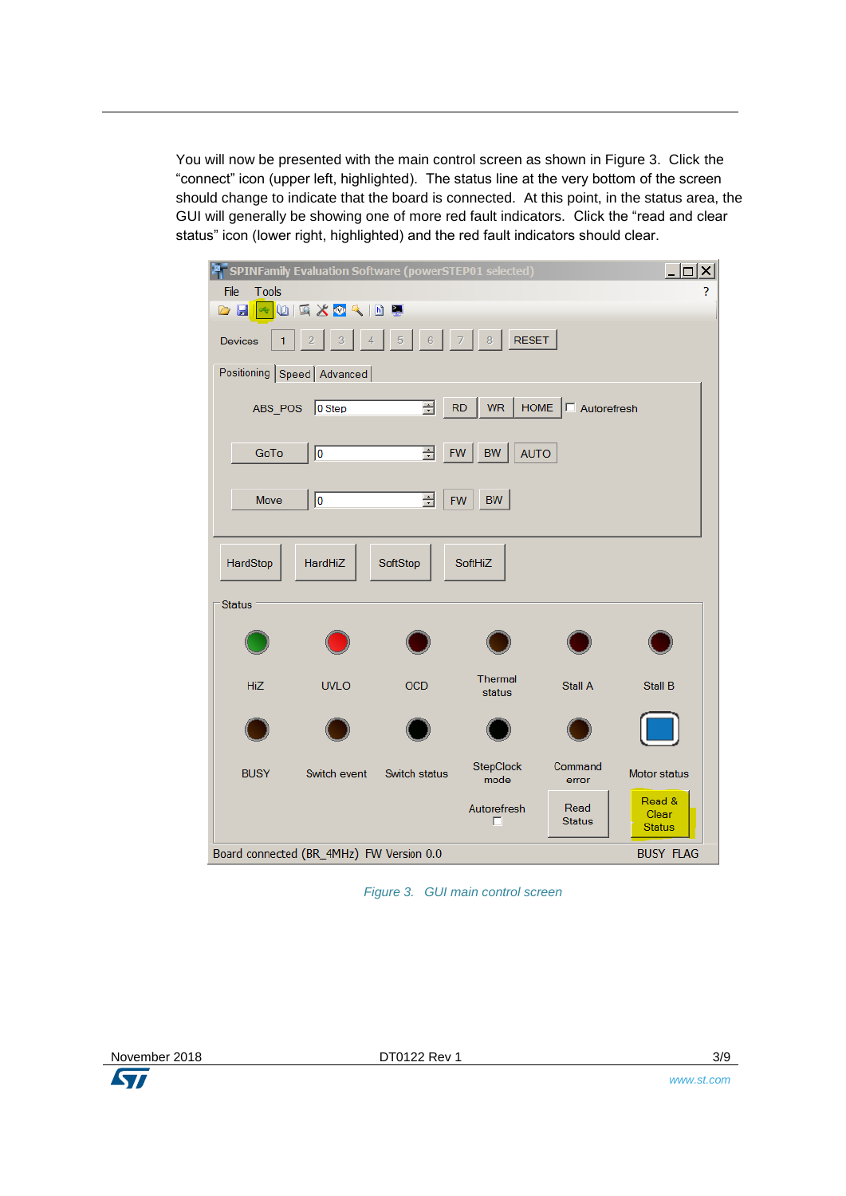You will now be presented with the main control screen as shown in Figure 3. Click the "connect" icon (upper left, highlighted). The status line at the very bottom of the screen should change to indicate that the board is connected. At this point, in the status area, the GUI will generally be showing one of more red fault indicators. Click the "read and clear status" icon (lower right, highlighted) and the red fault indicators should clear.

Figure 3. GUI main control screen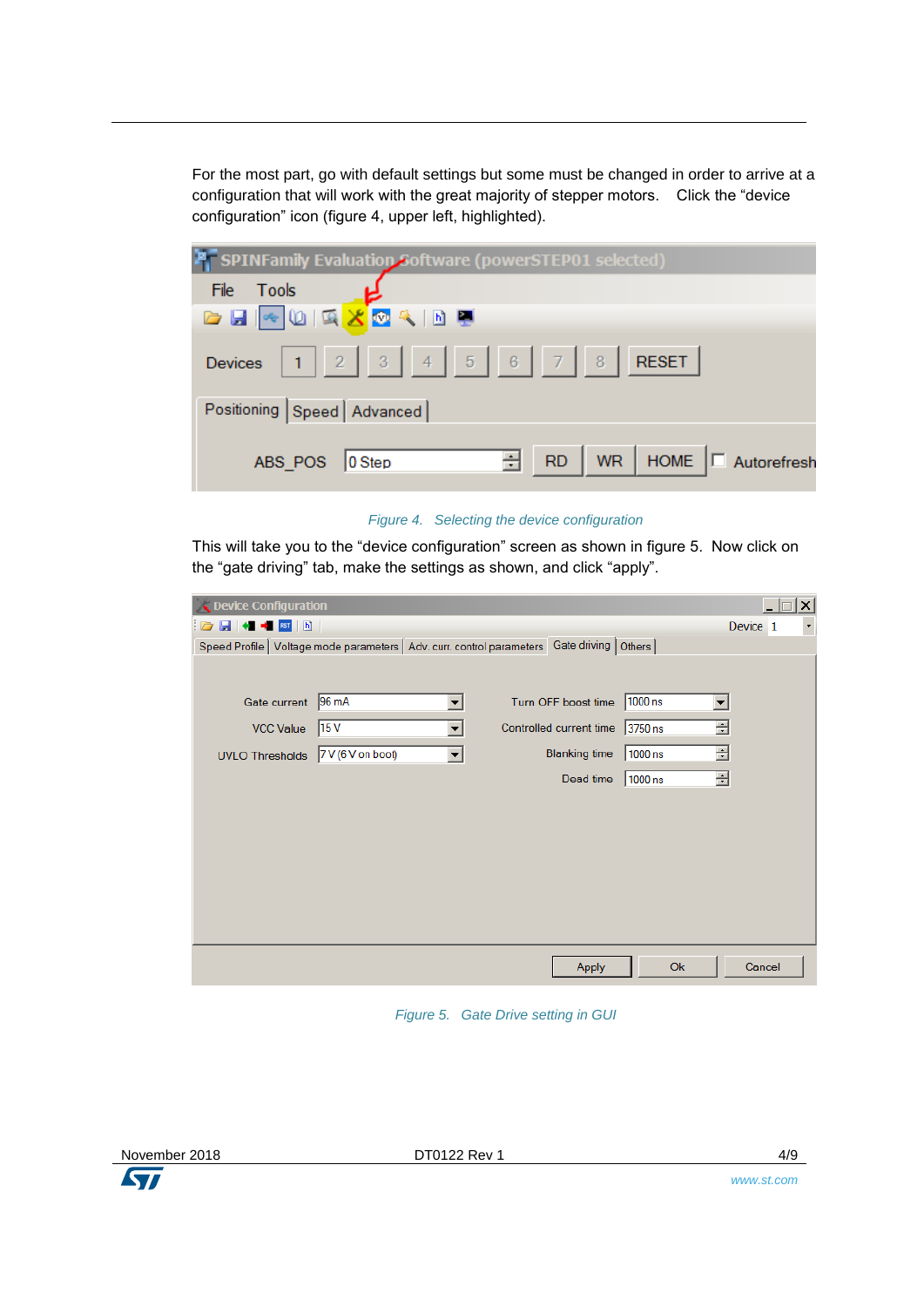For the most part, go with default settings but some must be changed in order to arrive at a configuration that will work with the great majority of stepper motors. Click the "device configuration" icon (figure 4, upper left, highlighted).

Figure 4. Selecting the device configuration

This will take you to the "device configuration" screen as shown in figure 5. Now click on the "gate driving" tab, make the settings as shown, and click "apply".

Figure 5. Gate Drive setting in GUI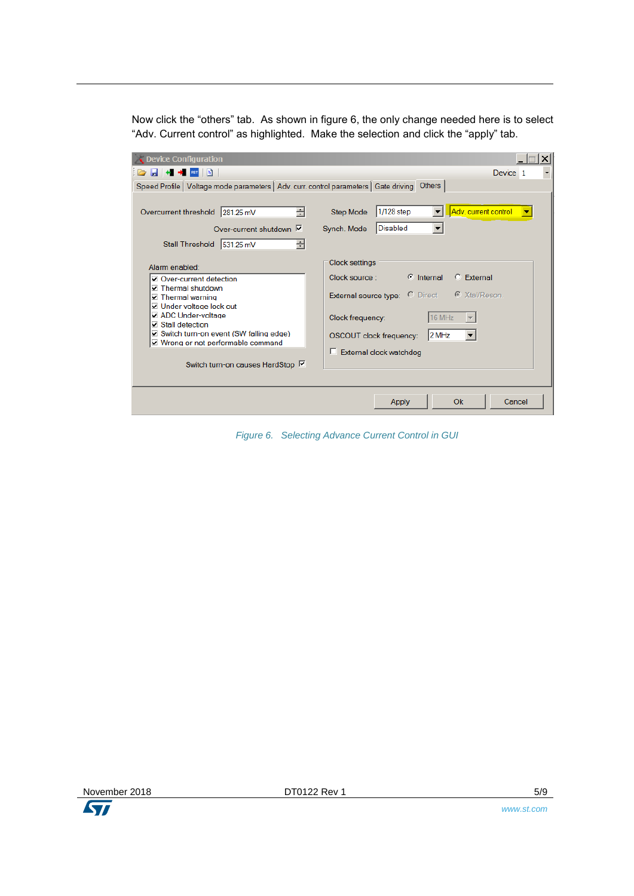Now click the “others” tab. As shown in figure 6, the only change needed here is to select “Adv. Current control” as highlighted. Make the selection and click the “apply” tab.

*Figure 6. Selecting Advance Current Control in GUI*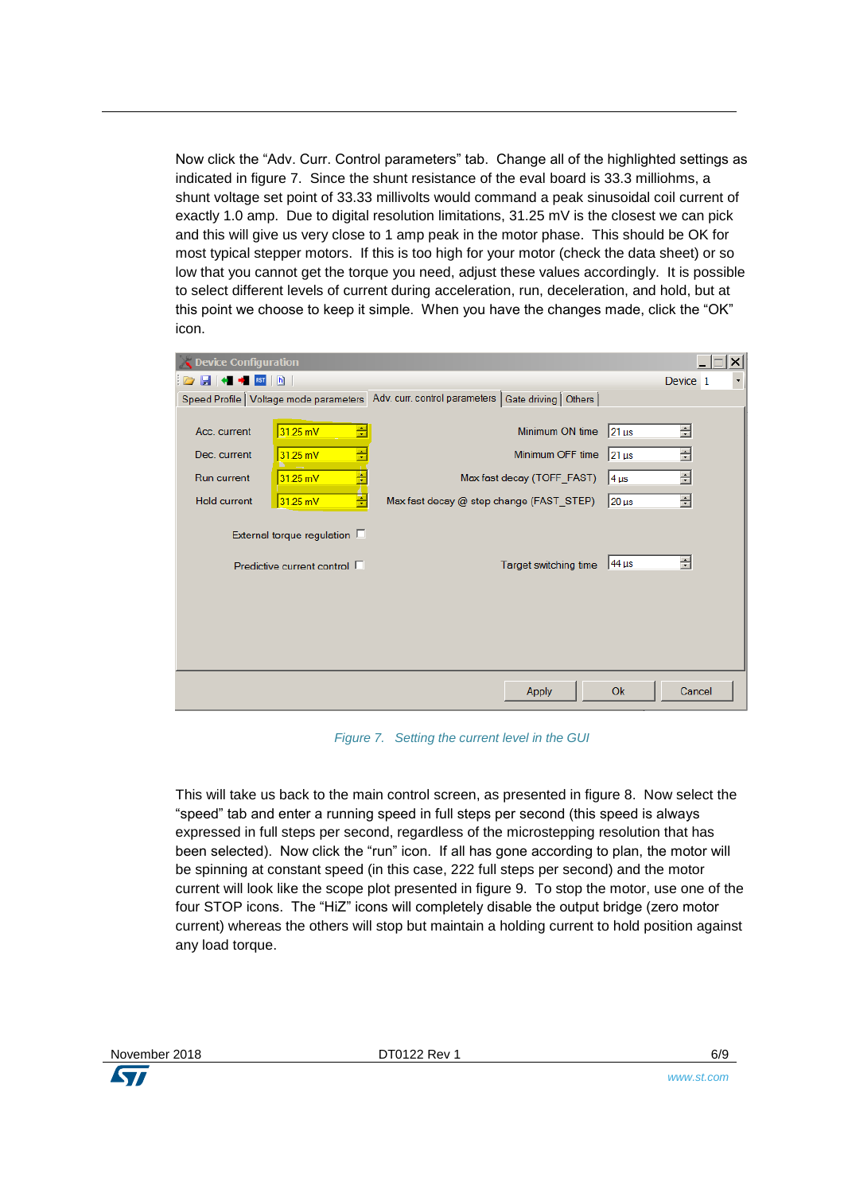Now click the "Adv. Curr. Control parameters" tab. Change all of the highlighted settings as indicated in figure 7. Since the shunt resistance of the eval board is 33.3 milliohms, a shunt voltage set point of 33.33 millivolts would command a peak sinusoidal coil current of exactly 1.0 amp. Due to digital resolution limitations, 31.25 mV is the closest we can pick and this will give us very close to 1 amp peak in the motor phase. This should be OK for most typical stepper motors. If this is too high for your motor (check the data sheet) or so low that you cannot get the torque you need, adjust these values accordingly. It is possible to select different levels of current during acceleration, run, deceleration, and hold, but at this point we choose to keep it simple. When you have the changes made, click the "OK" icon.

Figure 7. Setting the current level in the GUI

This will take us back to the main control screen, as presented in figure 8. Now select the "speed" tab and enter a running speed in full steps per second (this speed is always expressed in full steps per second, regardless of the microstepping resolution that has been selected). Now click the "run" icon. If all has gone according to plan, the motor will be spinning at constant speed (in this case, 222 full steps per second) and the motor current will look like the scope plot presented in figure 9. To stop the motor, use one of the four STOP icons. The "HiZ" icons will completely disable the output bridge (zero motor current) whereas the others will stop but maintain a holding current to hold position against any load torque.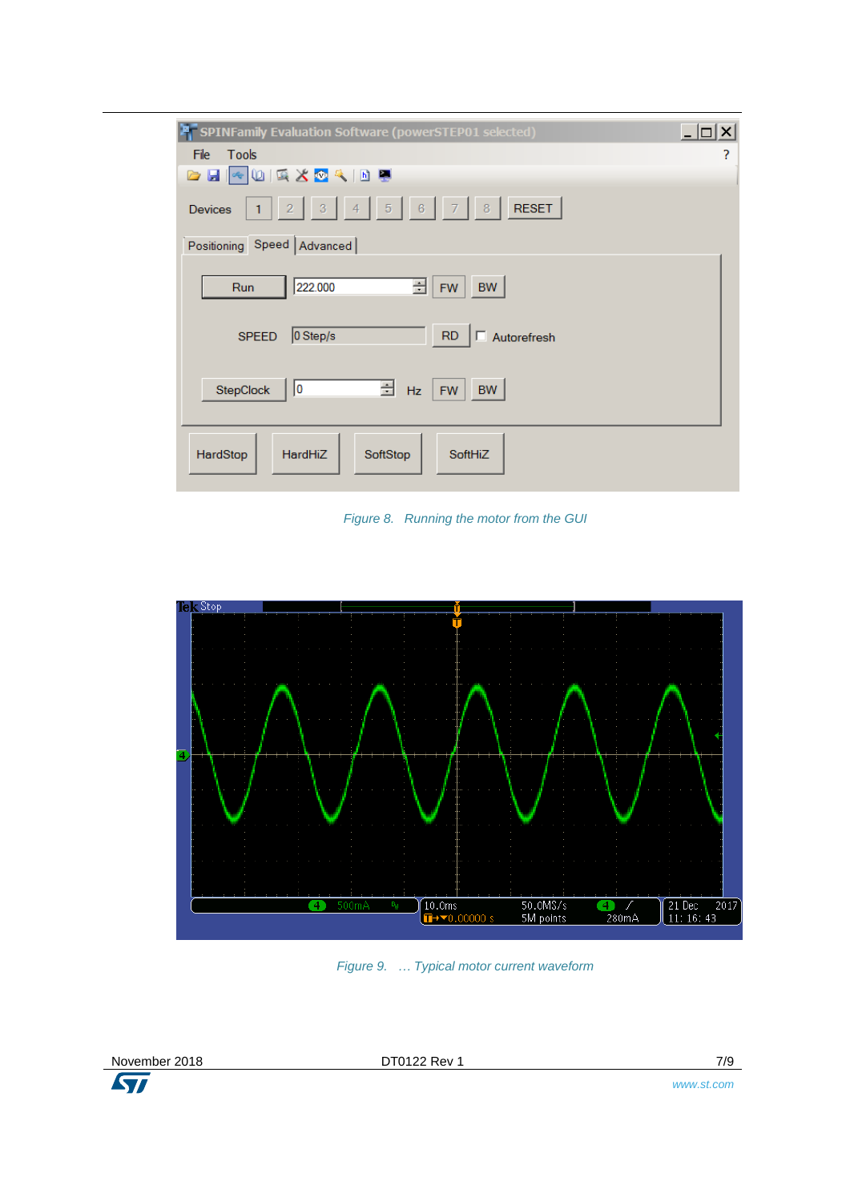Figure 8. Running the motor from the GUI

Figure 9. … Typical motor current waveform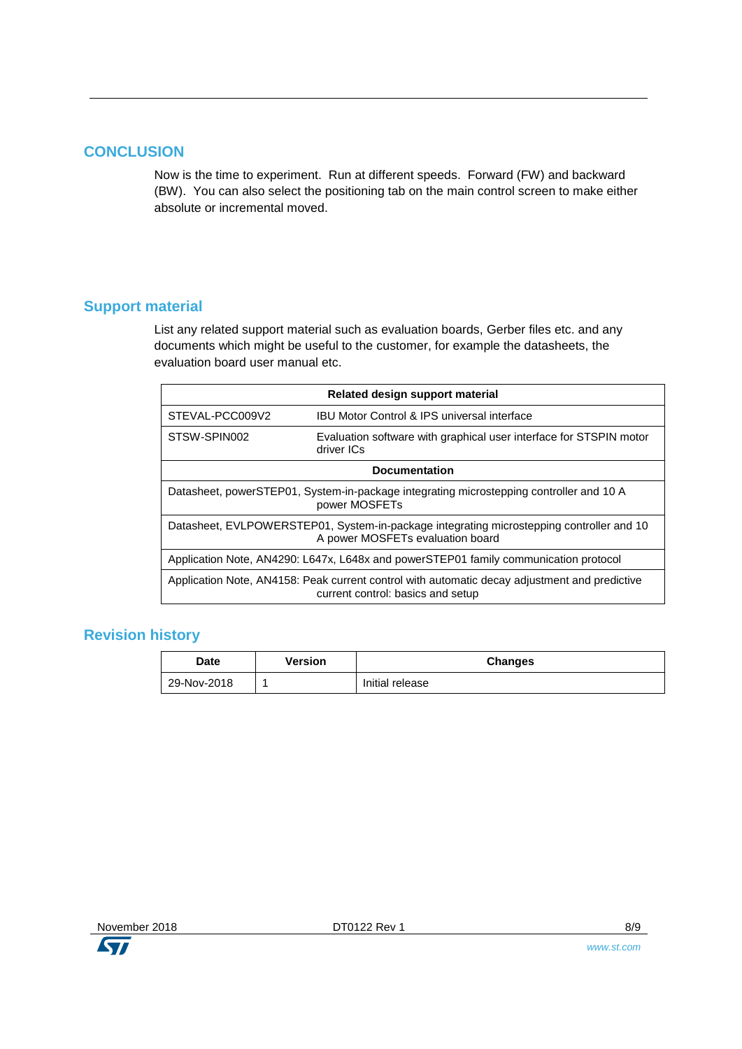## CONCLUSION

Now is the time to experiment. Run at different speeds. Forward (FW) and backward (BW). You can also select the positioning tab on the main control screen to make either absolute or incremental moved.

## Support material

List any related support material such as evaluation boards, Gerber files etc. and any documents which might be useful to the customer, for example the datasheets, the evaluation board user manual etc.

| Related design support material | |
|---|---|
| STEVAL-PCC009V2 | IBU Motor Control & IPS universal interface |
| STSW-SPIN002 | Evaluation software with graphical user interface for STSPIN motor driver ICs |
| **Documentation** | |
| Datasheet, powerSTEP01, System-in-package integrating microstepping controller and 10 A power MOSFETs | |
| Datasheet, EVLPOWERSTEP01, System-in-package integrating microstepping controller and 10 A power MOSFETs evaluation board | |
| Application Note, AN4290: L647x, L648x and powerSTEP01 family communication protocol | |
| Application Note, AN4158: Peak current control with automatic decay adjustment and predictive current control: basics and setup | |

## Revision history

| Date | Version | Changes |
|---|---|---|
| 29-Nov-2018 | 1 | Initial release |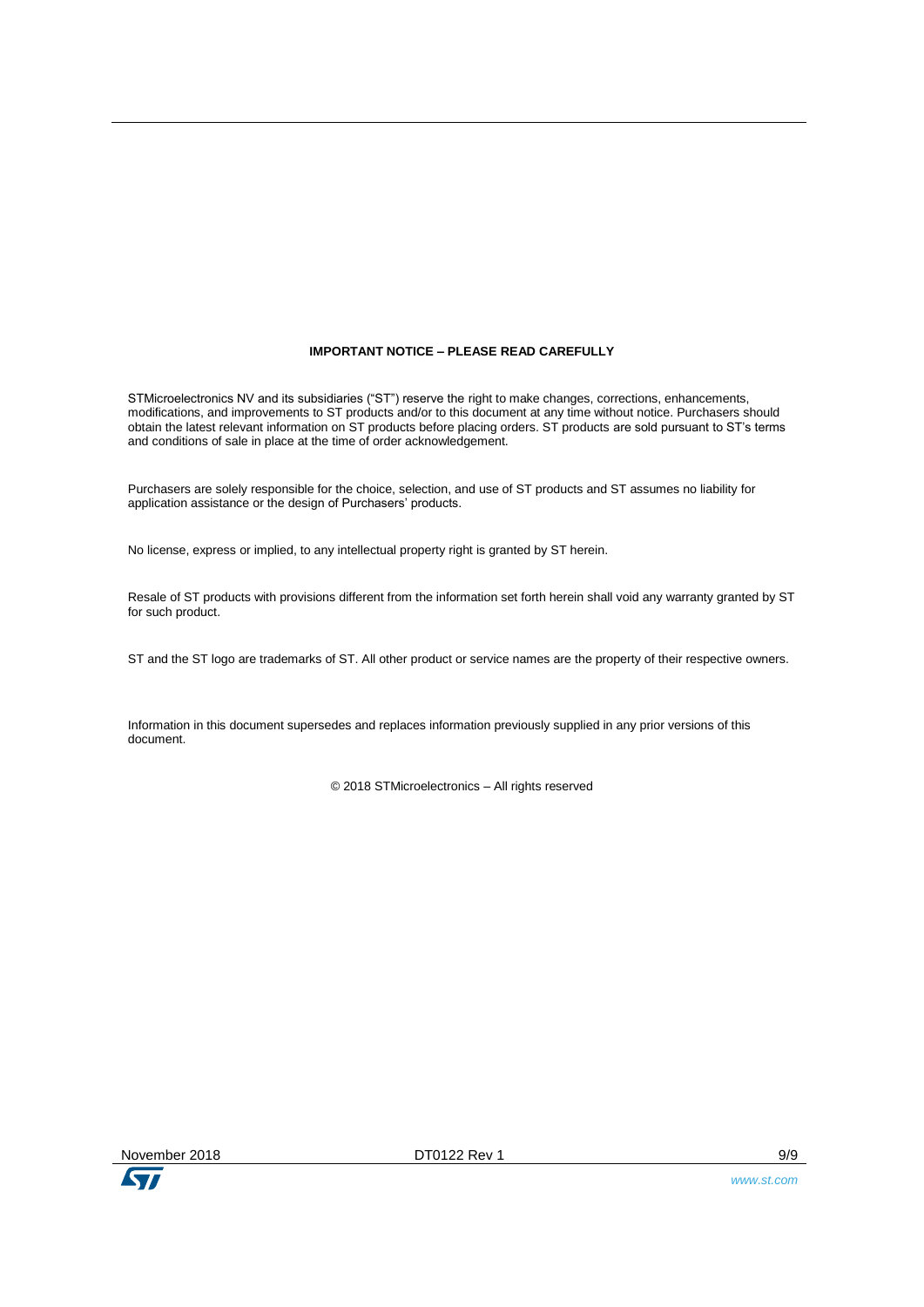**IMPORTANT NOTICE – PLEASE READ CAREFULLY**

STMicroelectronics NV and its subsidiaries ("ST") reserve the right to make changes, corrections, enhancements, modifications, and improvements to ST products and/or to this document at any time without notice. Purchasers should obtain the latest relevant information on ST products before placing orders. ST products are sold pursuant to ST's terms and conditions of sale in place at the time of order acknowledgement.

Purchasers are solely responsible for the choice, selection, and use of ST products and ST assumes no liability for application assistance or the design of Purchasers' products.

No license, express or implied, to any intellectual property right is granted by ST herein.

Resale of ST products with provisions different from the information set forth herein shall void any warranty granted by ST for such product.

ST and the ST logo are trademarks of ST. All other product or service names are the property of their respective owners.

Information in this document supersedes and replaces information previously supplied in any prior versions of this document.

© 2018 STMicroelectronics – All rights reserved